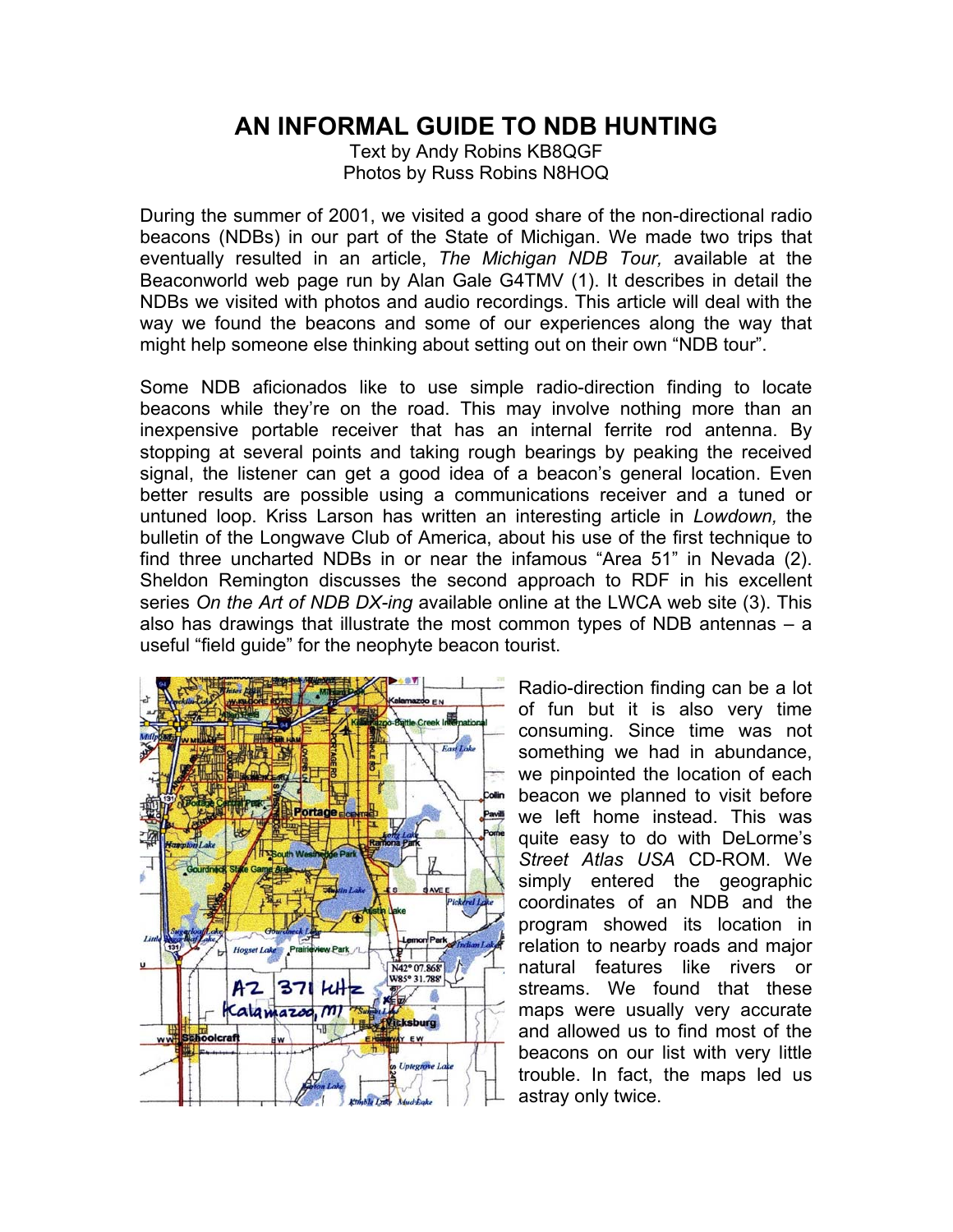# AN INFORMAL GUIDE TO NDB HUNTING

Text by Andy Robins KB8QGF
Photos by Russ Robins N8HOQ

During the summer of 2001, we visited a good share of the non-directional radio beacons (NDBs) in our part of the State of Michigan. We made two trips that eventually resulted in an article, *The Michigan NDB Tour,* available at the Beaconworld web page run by Alan Gale G4TMV (1). It describes in detail the NDBs we visited with photos and audio recordings. This article will deal with the way we found the beacons and some of our experiences along the way that might help someone else thinking about setting out on their own "NDB tour".

Some NDB aficionados like to use simple radio-direction finding to locate beacons while they're on the road. This may involve nothing more than an inexpensive portable receiver that has an internal ferrite rod antenna. By stopping at several points and taking rough bearings by peaking the received signal, the listener can get a good idea of a beacon's general location. Even better results are possible using a communications receiver and a tuned or untuned loop. Kriss Larson has written an interesting article in *Lowdown,* the bulletin of the Longwave Club of America, about his use of the first technique to find three uncharted NDBs in or near the infamous "Area 51" in Nevada (2). Sheldon Remington discusses the second approach to RDF in his excellent series *On the Art of NDB DX-ing* available online at the LWCA web site (3). This also has drawings that illustrate the most common types of NDB antennas – a useful "field guide" for the neophyte beacon tourist.

Radio-direction finding can be a lot of fun but it is also very time consuming. Since time was not something we had in abundance, we pinpointed the location of each beacon we planned to visit before we left home instead. This was quite easy to do with DeLorme's *Street Atlas USA* CD-ROM. We simply entered the geographic coordinates of an NDB and the program showed its location in relation to nearby roads and major natural features like rivers or streams. We found that these maps were usually very accurate and allowed us to find most of the beacons on our list with very little trouble. In fact, the maps led us astray only twice.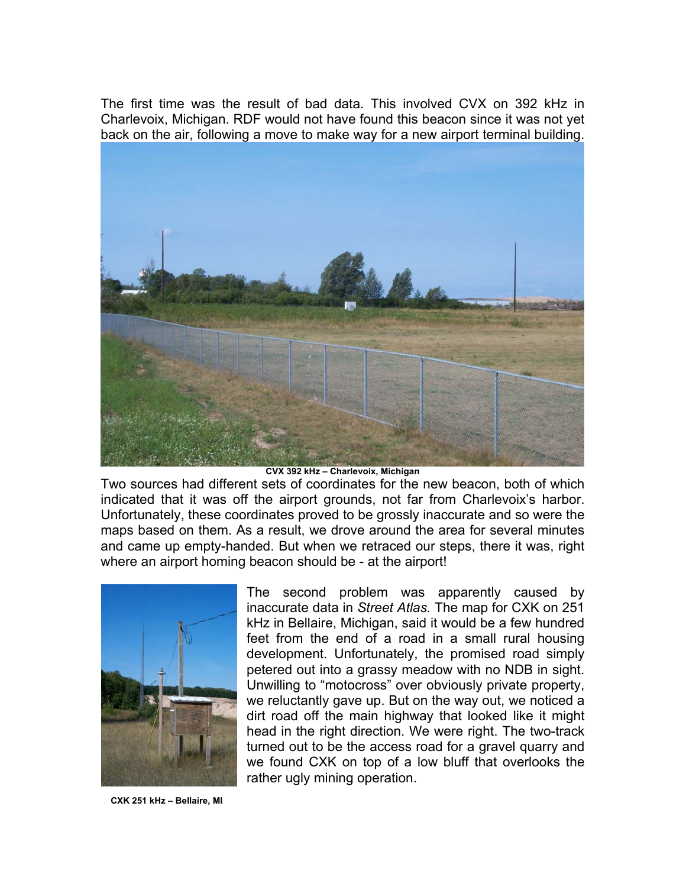The first time was the result of bad data. This involved CVX on 392 kHz in Charlevoix, Michigan. RDF would not have found this beacon since it was not yet back on the air, following a move to make way for a new airport terminal building.

**CVX 392 kHz – Charlevoix, Michigan**

Two sources had different sets of coordinates for the new beacon, both of which indicated that it was off the airport grounds, not far from Charlevoix's harbor. Unfortunately, these coordinates proved to be grossly inaccurate and so were the maps based on them. As a result, we drove around the area for several minutes and came up empty-handed. But when we retraced our steps, there it was, right where an airport homing beacon should be - at the airport!

The second problem was apparently caused by inaccurate data in *Street Atlas.* The map for CXK on 251 kHz in Bellaire, Michigan, said it would be a few hundred feet from the end of a road in a small rural housing development. Unfortunately, the promised road simply petered out into a grassy meadow with no NDB in sight. Unwilling to "motocross" over obviously private property, we reluctantly gave up. But on the way out, we noticed a dirt road off the main highway that looked like it might head in the right direction. We were right. The two-track turned out to be the access road for a gravel quarry and we found CXK on top of a low bluff that overlooks the rather ugly mining operation.

**CXK 251 kHz – Bellaire, MI**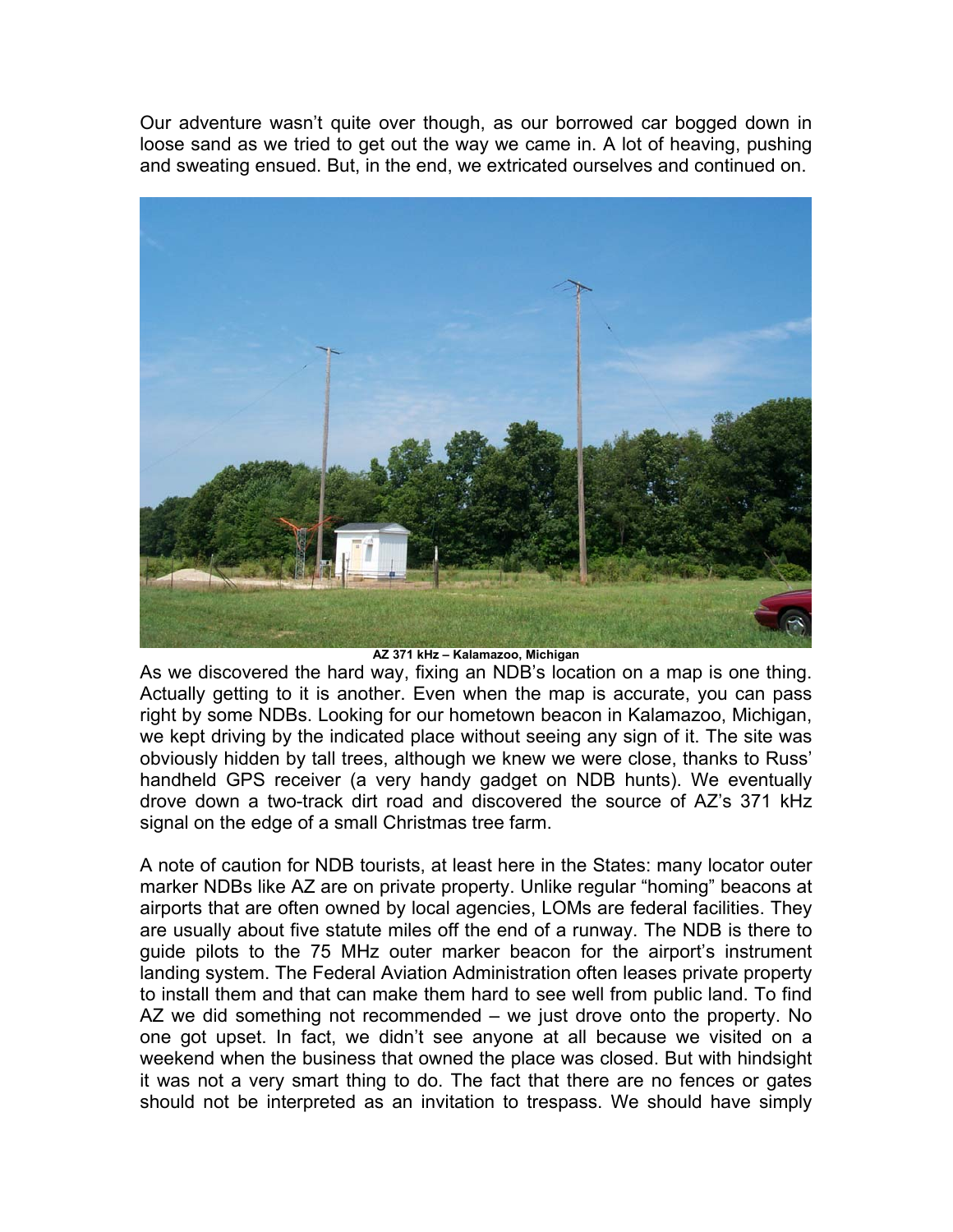Our adventure wasn't quite over though, as our borrowed car bogged down in loose sand as we tried to get out the way we came in. A lot of heaving, pushing and sweating ensued. But, in the end, we extricated ourselves and continued on.

**AZ 371 kHz – Kalamazoo, Michigan**

As we discovered the hard way, fixing an NDB's location on a map is one thing. Actually getting to it is another. Even when the map is accurate, you can pass right by some NDBs. Looking for our hometown beacon in Kalamazoo, Michigan, we kept driving by the indicated place without seeing any sign of it. The site was obviously hidden by tall trees, although we knew we were close, thanks to Russ' handheld GPS receiver (a very handy gadget on NDB hunts). We eventually drove down a two-track dirt road and discovered the source of AZ's 371 kHz signal on the edge of a small Christmas tree farm.

A note of caution for NDB tourists, at least here in the States: many locator outer marker NDBs like AZ are on private property. Unlike regular "homing" beacons at airports that are often owned by local agencies, LOMs are federal facilities. They are usually about five statute miles off the end of a runway. The NDB is there to guide pilots to the 75 MHz outer marker beacon for the airport's instrument landing system. The Federal Aviation Administration often leases private property to install them and that can make them hard to see well from public land. To find AZ we did something not recommended – we just drove onto the property. No one got upset. In fact, we didn't see anyone at all because we visited on a weekend when the business that owned the place was closed. But with hindsight it was not a very smart thing to do. The fact that there are no fences or gates should not be interpreted as an invitation to trespass. We should have simply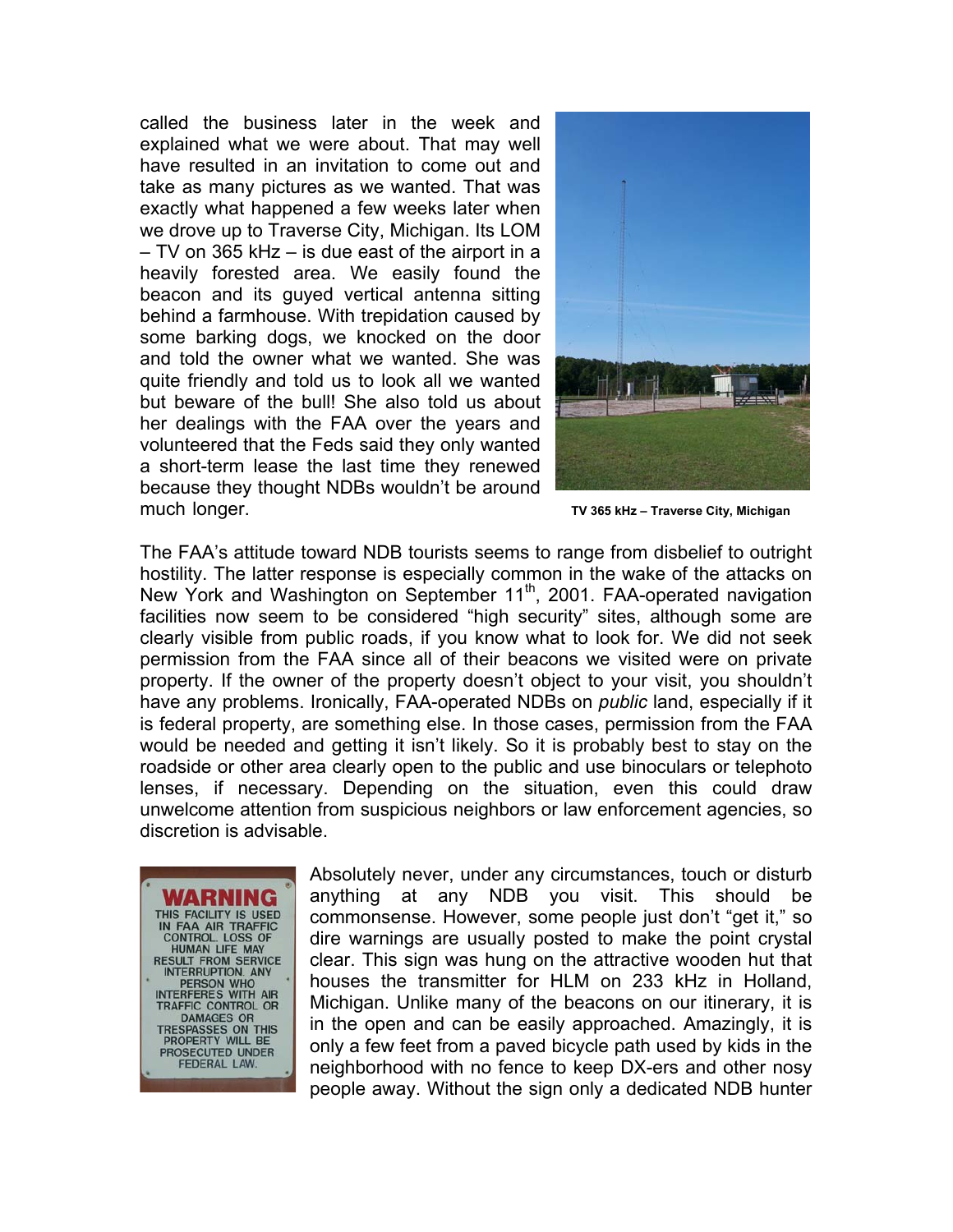called the business later in the week and explained what we were about. That may well have resulted in an invitation to come out and take as many pictures as we wanted. That was exactly what happened a few weeks later when we drove up to Traverse City, Michigan. Its LOM – TV on 365 kHz – is due east of the airport in a heavily forested area. We easily found the beacon and its guyed vertical antenna sitting behind a farmhouse. With trepidation caused by some barking dogs, we knocked on the door and told the owner what we wanted. She was quite friendly and told us to look all we wanted but beware of the bull! She also told us about her dealings with the FAA over the years and volunteered that the Feds said they only wanted a short-term lease the last time they renewed because they thought NDBs wouldn't be around much longer.

**TV 365 kHz – Traverse City, Michigan**

The FAA's attitude toward NDB tourists seems to range from disbelief to outright hostility. The latter response is especially common in the wake of the attacks on New York and Washington on September 11th, 2001. FAA-operated navigation facilities now seem to be considered "high security" sites, although some are clearly visible from public roads, if you know what to look for. We did not seek permission from the FAA since all of their beacons we visited were on private property. If the owner of the property doesn't object to your visit, you shouldn't have any problems. Ironically, FAA-operated NDBs on *public* land, especially if it is federal property, are something else. In those cases, permission from the FAA would be needed and getting it isn't likely. So it is probably best to stay on the roadside or other area clearly open to the public and use binoculars or telephoto lenses, if necessary. Depending on the situation, even this could draw unwelcome attention from suspicious neighbors or law enforcement agencies, so discretion is advisable.

WARNING THIS FACILITY IS USED IN FAA AIR TRAFFIC CONTROL. LOSS OF HUMAN LIFE MAY RESULT FROM SERVICE INTERRUPTION. ANY PERSON WHO INTERFERES WITH AIR TRAFFIC CONTROL OR DAMAGES OR TRESPASSES ON THIS PROPERTY WILL BE PROSECUTED UNDER FEDERAL LAW.

Absolutely never, under any circumstances, touch or disturb anything at any NDB you visit. This should be commonsense. However, some people just don't "get it," so dire warnings are usually posted to make the point crystal clear. This sign was hung on the attractive wooden hut that houses the transmitter for HLM on 233 kHz in Holland, Michigan. Unlike many of the beacons on our itinerary, it is in the open and can be easily approached. Amazingly, it is only a few feet from a paved bicycle path used by kids in the neighborhood with no fence to keep DX-ers and other nosy people away. Without the sign only a dedicated NDB hunter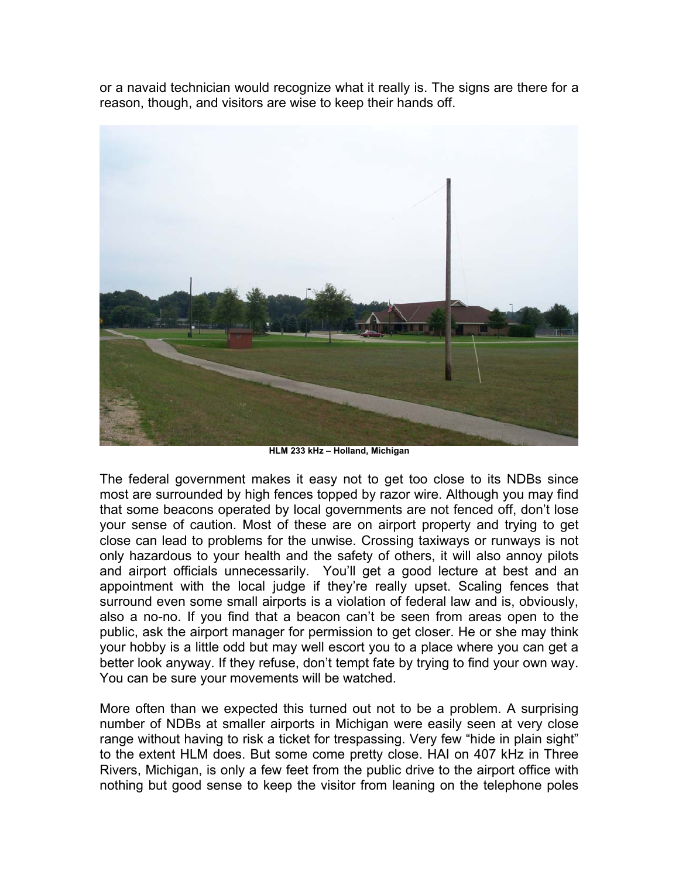or a navaid technician would recognize what it really is. The signs are there for a reason, though, and visitors are wise to keep their hands off.

**HLM 233 kHz – Holland, Michigan**

The federal government makes it easy not to get too close to its NDBs since most are surrounded by high fences topped by razor wire. Although you may find that some beacons operated by local governments are not fenced off, don't lose your sense of caution. Most of these are on airport property and trying to get close can lead to problems for the unwise. Crossing taxiways or runways is not only hazardous to your health and the safety of others, it will also annoy pilots and airport officials unnecessarily. You'll get a good lecture at best and an appointment with the local judge if they're really upset. Scaling fences that surround even some small airports is a violation of federal law and is, obviously, also a no-no. If you find that a beacon can't be seen from areas open to the public, ask the airport manager for permission to get closer. He or she may think your hobby is a little odd but may well escort you to a place where you can get a better look anyway. If they refuse, don't tempt fate by trying to find your own way. You can be sure your movements will be watched.

More often than we expected this turned out not to be a problem. A surprising number of NDBs at smaller airports in Michigan were easily seen at very close range without having to risk a ticket for trespassing. Very few "hide in plain sight" to the extent HLM does. But some come pretty close. HAI on 407 kHz in Three Rivers, Michigan, is only a few feet from the public drive to the airport office with nothing but good sense to keep the visitor from leaning on the telephone poles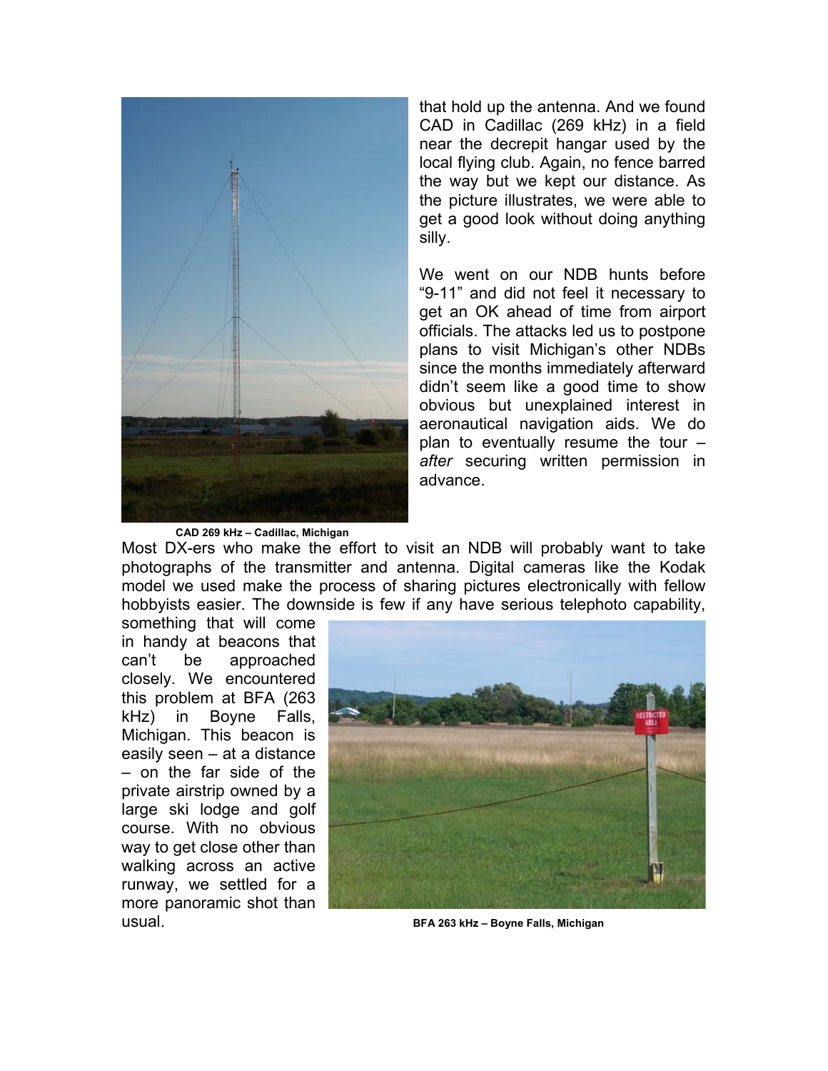that hold up the antenna. And we found CAD in Cadillac (269 kHz) in a field near the decrepit hangar used by the local flying club. Again, no fence barred the way but we kept our distance. As the picture illustrates, we were able to get a good look without doing anything silly.

We went on our NDB hunts before "9-11" and did not feel it necessary to get an OK ahead of time from airport officials. The attacks led us to postpone plans to visit Michigan's other NDBs since the months immediately afterward didn't seem like a good time to show obvious but unexplained interest in aeronautical navigation aids. We do plan to eventually resume the tour – *after* securing written permission in advance.

**CAD 269 kHz – Cadillac, Michigan**

Most DX-ers who make the effort to visit an NDB will probably want to take photographs of the transmitter and antenna. Digital cameras like the Kodak model we used make the process of sharing pictures electronically with fellow hobbyists easier. The downside is few if any have serious telephoto capability, something that will come in handy at beacons that can't be approached closely. We encountered this problem at BFA (263 kHz) in Boyne Falls, Michigan. This beacon is easily seen – at a distance – on the far side of the private airstrip owned by a large ski lodge and golf course. With no obvious way to get close other than walking across an active runway, we settled for a more panoramic shot than usual.

**BFA 263 kHz – Boyne Falls, Michigan**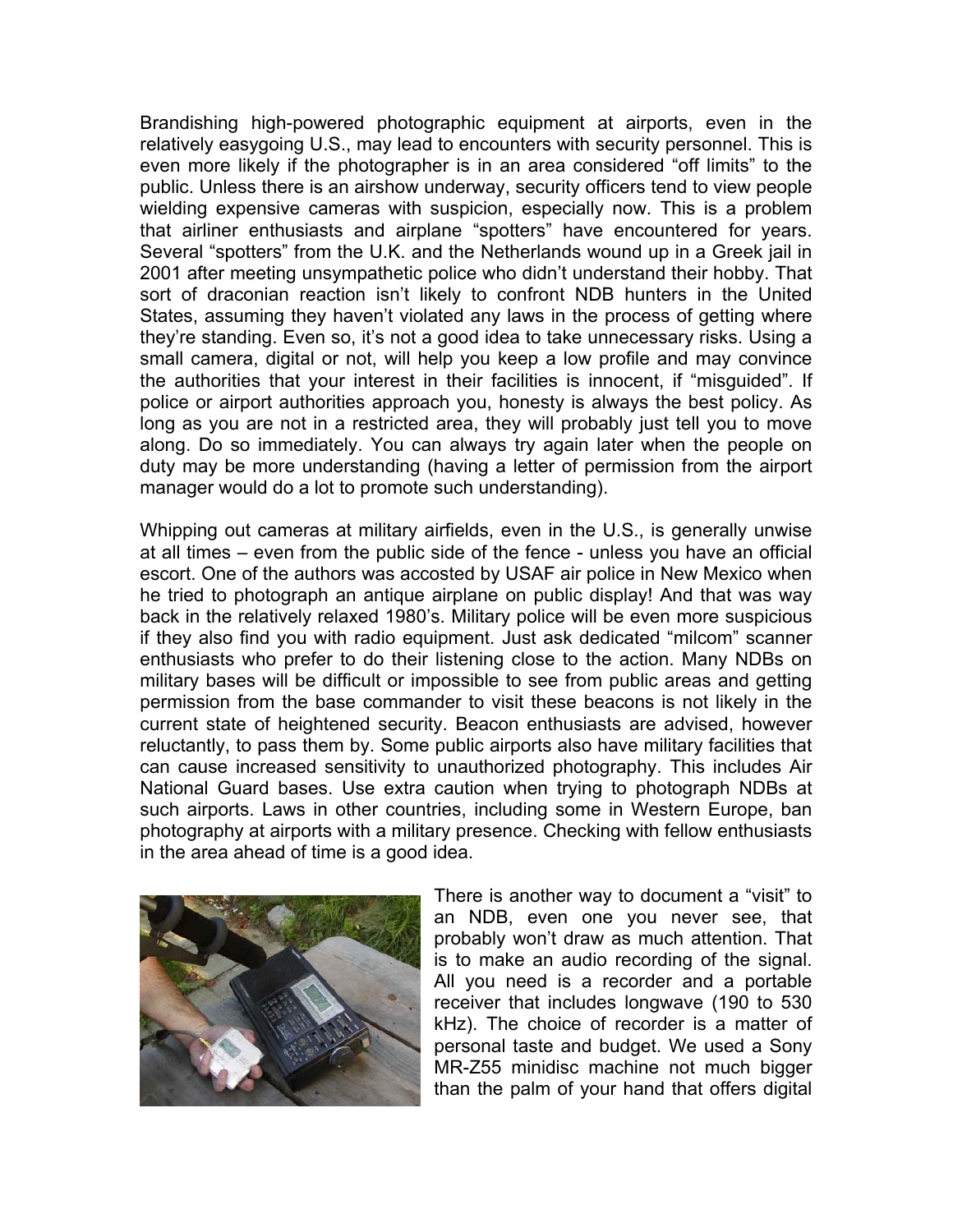Brandishing high-powered photographic equipment at airports, even in the relatively easygoing U.S., may lead to encounters with security personnel. This is even more likely if the photographer is in an area considered "off limits" to the public. Unless there is an airshow underway, security officers tend to view people wielding expensive cameras with suspicion, especially now. This is a problem that airliner enthusiasts and airplane "spotters" have encountered for years. Several "spotters" from the U.K. and the Netherlands wound up in a Greek jail in 2001 after meeting unsympathetic police who didn't understand their hobby. That sort of draconian reaction isn't likely to confront NDB hunters in the United States, assuming they haven't violated any laws in the process of getting where they're standing. Even so, it's not a good idea to take unnecessary risks. Using a small camera, digital or not, will help you keep a low profile and may convince the authorities that your interest in their facilities is innocent, if "misguided". If police or airport authorities approach you, honesty is always the best policy. As long as you are not in a restricted area, they will probably just tell you to move along. Do so immediately. You can always try again later when the people on duty may be more understanding (having a letter of permission from the airport manager would do a lot to promote such understanding).

Whipping out cameras at military airfields, even in the U.S., is generally unwise at all times – even from the public side of the fence - unless you have an official escort. One of the authors was accosted by USAF air police in New Mexico when he tried to photograph an antique airplane on public display! And that was way back in the relatively relaxed 1980's. Military police will be even more suspicious if they also find you with radio equipment. Just ask dedicated "milcom" scanner enthusiasts who prefer to do their listening close to the action. Many NDBs on military bases will be difficult or impossible to see from public areas and getting permission from the base commander to visit these beacons is not likely in the current state of heightened security. Beacon enthusiasts are advised, however reluctantly, to pass them by. Some public airports also have military facilities that can cause increased sensitivity to unauthorized photography. This includes Air National Guard bases. Use extra caution when trying to photograph NDBs at such airports. Laws in other countries, including some in Western Europe, ban photography at airports with a military presence. Checking with fellow enthusiasts in the area ahead of time is a good idea.

There is another way to document a "visit" to an NDB, even one you never see, that probably won't draw as much attention. That is to make an audio recording of the signal. All you need is a recorder and a portable receiver that includes longwave (190 to 530 kHz). The choice of recorder is a matter of personal taste and budget. We used a Sony MR-Z55 minidisc machine not much bigger than the palm of your hand that offers digital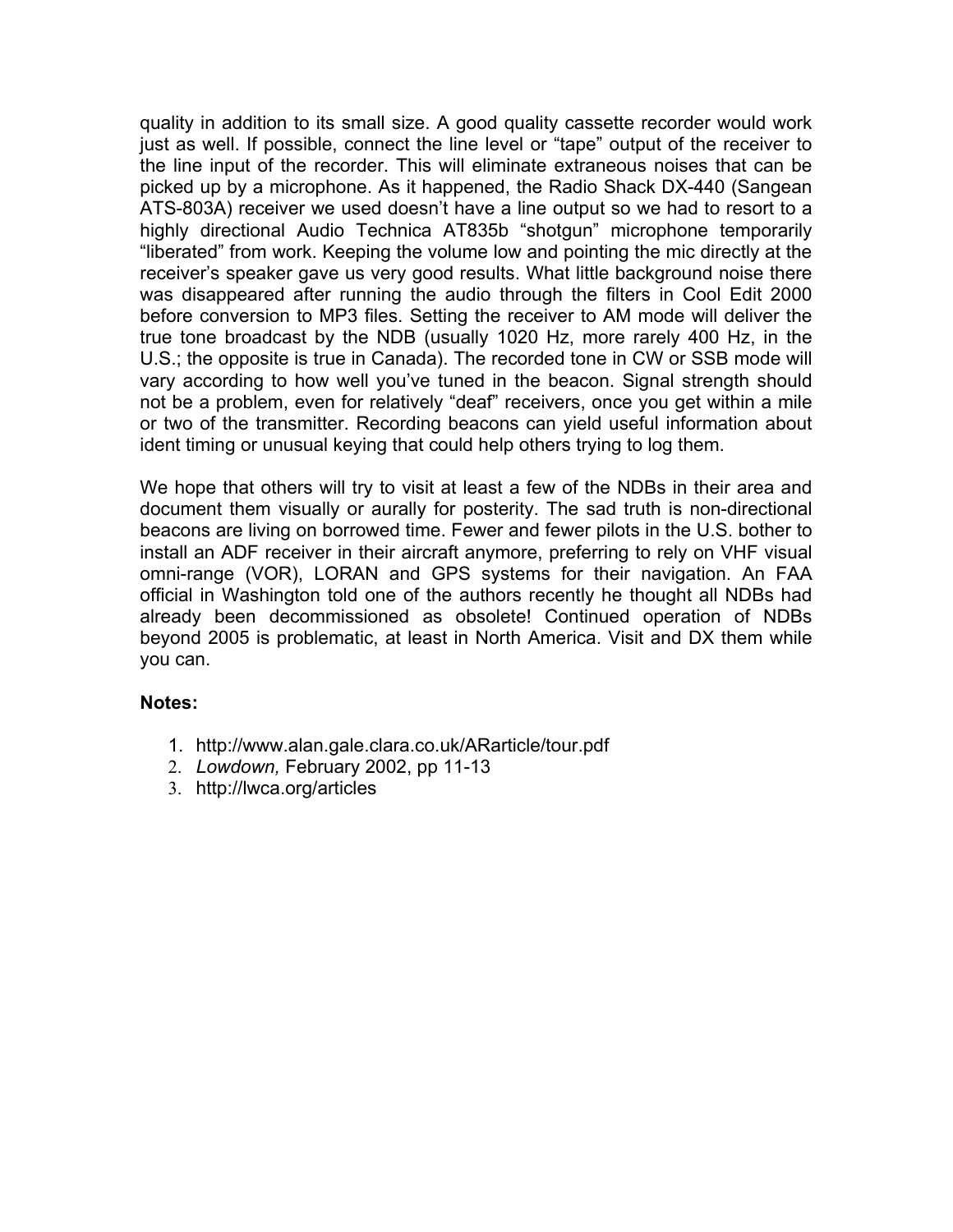quality in addition to its small size. A good quality cassette recorder would work just as well. If possible, connect the line level or "tape" output of the receiver to the line input of the recorder. This will eliminate extraneous noises that can be picked up by a microphone. As it happened, the Radio Shack DX-440 (Sangean ATS-803A) receiver we used doesn't have a line output so we had to resort to a highly directional Audio Technica AT835b "shotgun" microphone temporarily "liberated" from work. Keeping the volume low and pointing the mic directly at the receiver's speaker gave us very good results. What little background noise there was disappeared after running the audio through the filters in Cool Edit 2000 before conversion to MP3 files. Setting the receiver to AM mode will deliver the true tone broadcast by the NDB (usually 1020 Hz, more rarely 400 Hz, in the U.S.; the opposite is true in Canada). The recorded tone in CW or SSB mode will vary according to how well you've tuned in the beacon. Signal strength should not be a problem, even for relatively "deaf" receivers, once you get within a mile or two of the transmitter. Recording beacons can yield useful information about ident timing or unusual keying that could help others trying to log them.

We hope that others will try to visit at least a few of the NDBs in their area and document them visually or aurally for posterity. The sad truth is non-directional beacons are living on borrowed time. Fewer and fewer pilots in the U.S. bother to install an ADF receiver in their aircraft anymore, preferring to rely on VHF visual omni-range (VOR), LORAN and GPS systems for their navigation. An FAA official in Washington told one of the authors recently he thought all NDBs had already been decommissioned as obsolete! Continued operation of NDBs beyond 2005 is problematic, at least in North America. Visit and DX them while you can.

**Notes:**

1. http://www.alan.gale.clara.co.uk/ARarticle/tour.pdf
2. *Lowdown,* February 2002, pp 11-13
3. http://lwca.org/articles